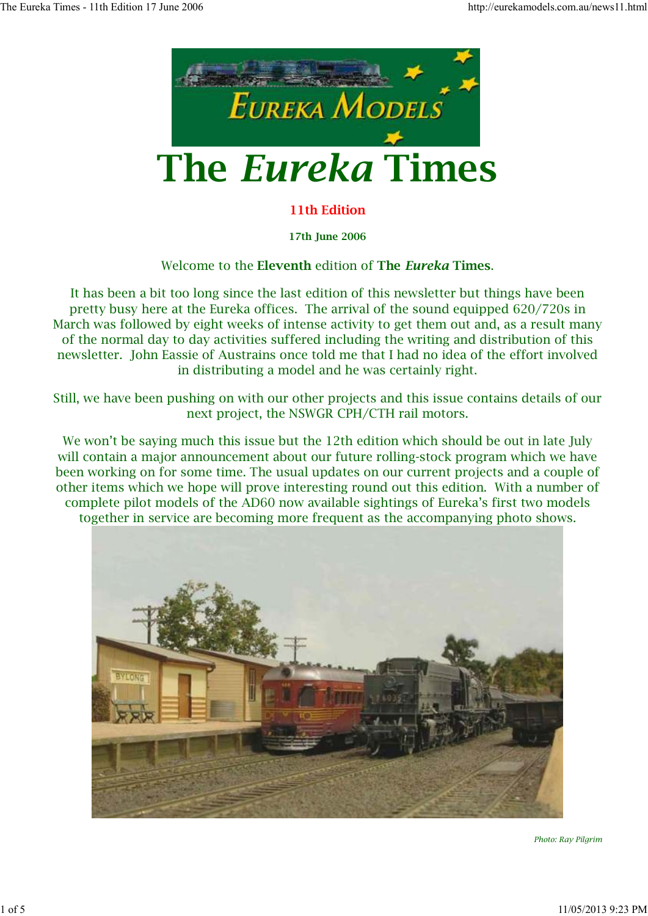# The *Eureka* Times

**11th Edition**

**17th June 2006**

Welcome to the **Eleventh** edition of **The *Eureka* Times**.

It has been a bit too long since the last edition of this newsletter but things have been pretty busy here at the Eureka offices. The arrival of the sound equipped 620/720s in March was followed by eight weeks of intense activity to get them out and, as a result many of the normal day to day activities suffered including the writing and distribution of this newsletter. John Eassie of Austrains once told me that I had no idea of the effort involved in distributing a model and he was certainly right.

Still, we have been pushing on with our other projects and this issue contains details of our next project, the NSWGR CPH/CTH rail motors.

We won't be saying much this issue but the 12th edition which should be out in late July will contain a major announcement about our future rolling-stock program which we have been working on for some time. The usual updates on our current projects and a couple of other items which we hope will prove interesting round out this edition. With a number of complete pilot models of the AD60 now available sightings of Eureka's first two models together in service are becoming more frequent as the accompanying photo shows.

*Photo: Ray Pilgrim*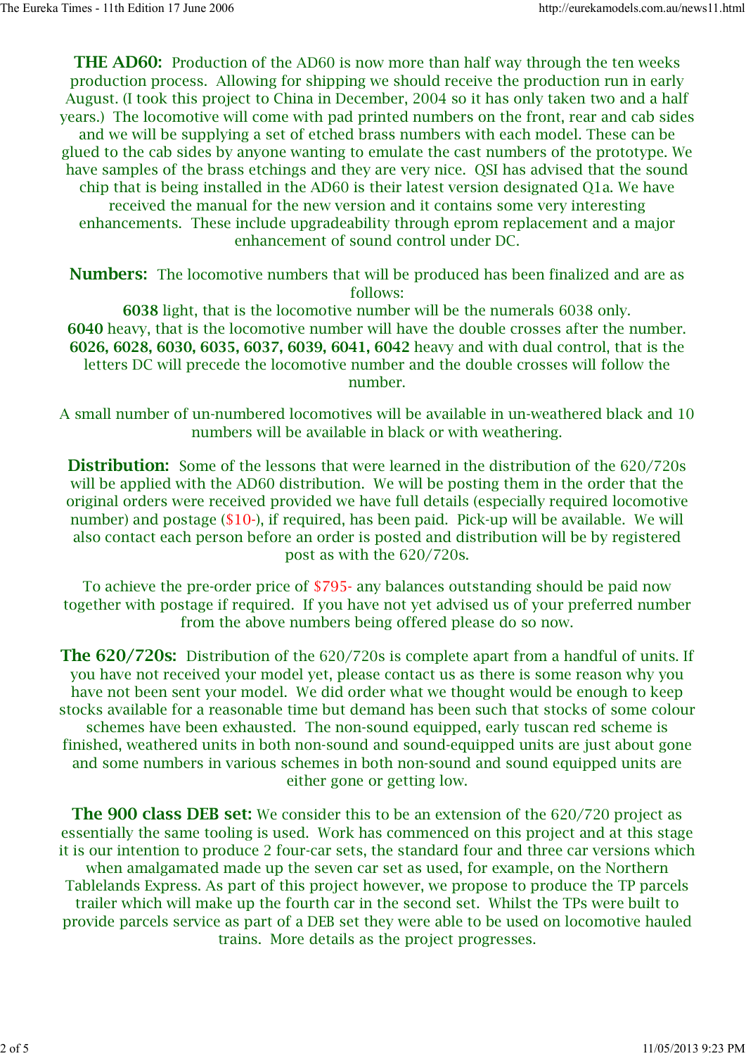**THE AD60:** Production of the AD60 is now more than half way through the ten weeks production process. Allowing for shipping we should receive the production run in early August. (I took this project to China in December, 2004 so it has only taken two and a half years.) The locomotive will come with pad printed numbers on the front, rear and cab sides and we will be supplying a set of etched brass numbers with each model. These can be glued to the cab sides by anyone wanting to emulate the cast numbers of the prototype. We have samples of the brass etchings and they are very nice. QSI has advised that the sound chip that is being installed in the AD60 is their latest version designated Q1a. We have received the manual for the new version and it contains some very interesting enhancements. These include upgradeability through eprom replacement and a major enhancement of sound control under DC.

**Numbers:** The locomotive numbers that will be produced has been finalized and are as follows:
**6038** light, that is the locomotive number will be the numerals 6038 only.
**6040** heavy, that is the locomotive number will have the double crosses after the number.
**6026, 6028, 6030, 6035, 6037, 6039, 6041, 6042** heavy and with dual control, that is the letters DC will precede the locomotive number and the double crosses will follow the number.

A small number of un-numbered locomotives will be available in un-weathered black and 10 numbers will be available in black or with weathering.

**Distribution:** Some of the lessons that were learned in the distribution of the 620/720s will be applied with the AD60 distribution. We will be posting them in the order that the original orders were received provided we have full details (especially required locomotive number) and postage ($10-), if required, has been paid. Pick-up will be available. We will also contact each person before an order is posted and distribution will be by registered post as with the 620/720s.

To achieve the pre-order price of $795- any balances outstanding should be paid now together with postage if required. If you have not yet advised us of your preferred number from the above numbers being offered please do so now.

**The 620/720s:** Distribution of the 620/720s is complete apart from a handful of units. If you have not received your model yet, please contact us as there is some reason why you have not been sent your model. We did order what we thought would be enough to keep stocks available for a reasonable time but demand has been such that stocks of some colour schemes have been exhausted. The non-sound equipped, early tuscan red scheme is finished, weathered units in both non-sound and sound-equipped units are just about gone and some numbers in various schemes in both non-sound and sound equipped units are either gone or getting low.

**The 900 class DEB set:** We consider this to be an extension of the 620/720 project as essentially the same tooling is used. Work has commenced on this project and at this stage it is our intention to produce 2 four-car sets, the standard four and three car versions which when amalgamated made up the seven car set as used, for example, on the Northern Tablelands Express. As part of this project however, we propose to produce the TP parcels trailer which will make up the fourth car in the second set. Whilst the TPs were built to provide parcels service as part of a DEB set they were able to be used on locomotive hauled trains. More details as the project progresses.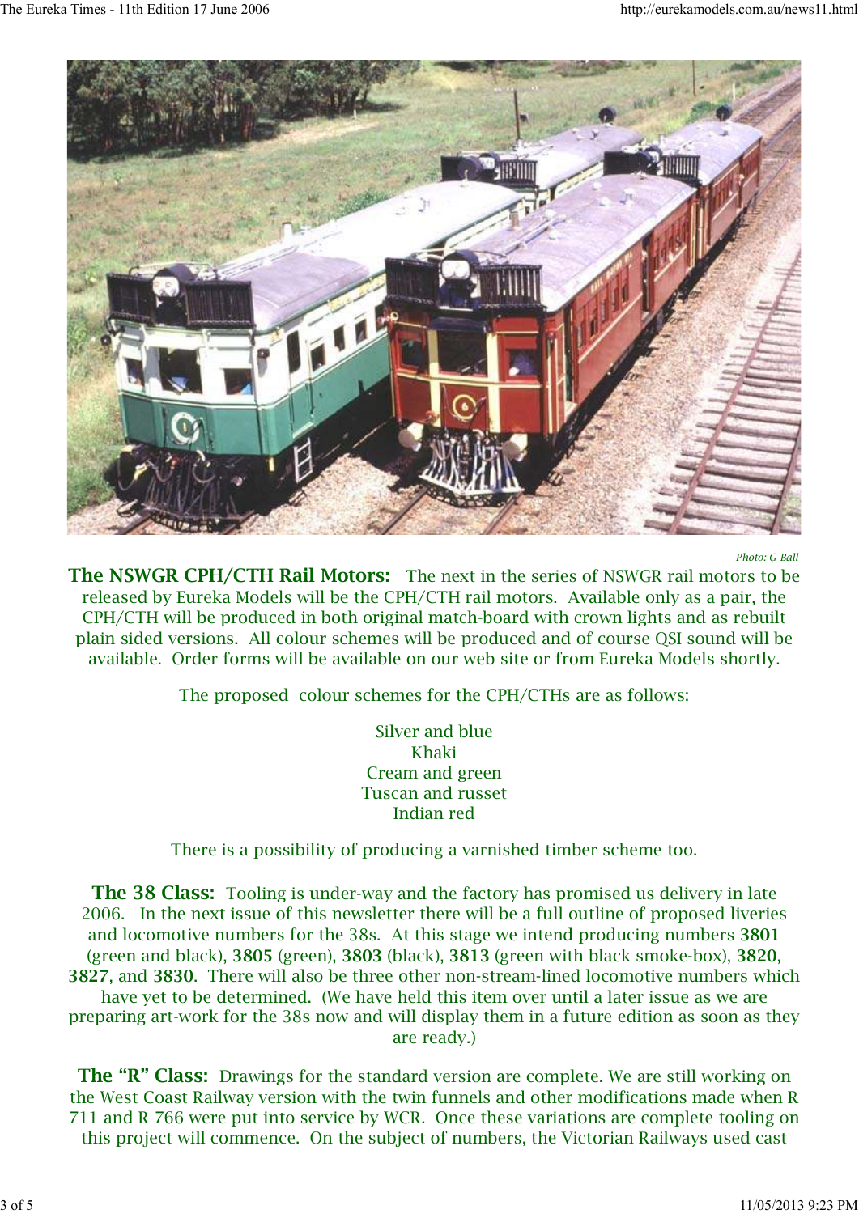*Photo: G Ball*

**The NSWGR CPH/CTH Rail Motors:** The next in the series of NSWGR rail motors to be released by Eureka Models will be the CPH/CTH rail motors. Available only as a pair, the CPH/CTH will be produced in both original match-board with crown lights and as rebuilt plain sided versions. All colour schemes will be produced and of course QSI sound will be available. Order forms will be available on our web site or from Eureka Models shortly.

The proposed colour schemes for the CPH/CTHs are as follows:

Silver and blue
Khaki
Cream and green
Tuscan and russet
Indian red

There is a possibility of producing a varnished timber scheme too.

**The 38 Class:** Tooling is under-way and the factory has promised us delivery in late 2006. In the next issue of this newsletter there will be a full outline of proposed liveries and locomotive numbers for the 38s. At this stage we intend producing numbers **3801** (green and black), **3805** (green), **3803** (black), **3813** (green with black smoke-box), **3820**, **3827**, and **3830**. There will also be three other non-stream-lined locomotive numbers which have yet to be determined. (We have held this item over until a later issue as we are preparing art-work for the 38s now and will display them in a future edition as soon as they are ready.)

**The "R" Class:** Drawings for the standard version are complete. We are still working on the West Coast Railway version with the twin funnels and other modifications made when R 711 and R 766 were put into service by WCR. Once these variations are complete tooling on this project will commence. On the subject of numbers, the Victorian Railways used cast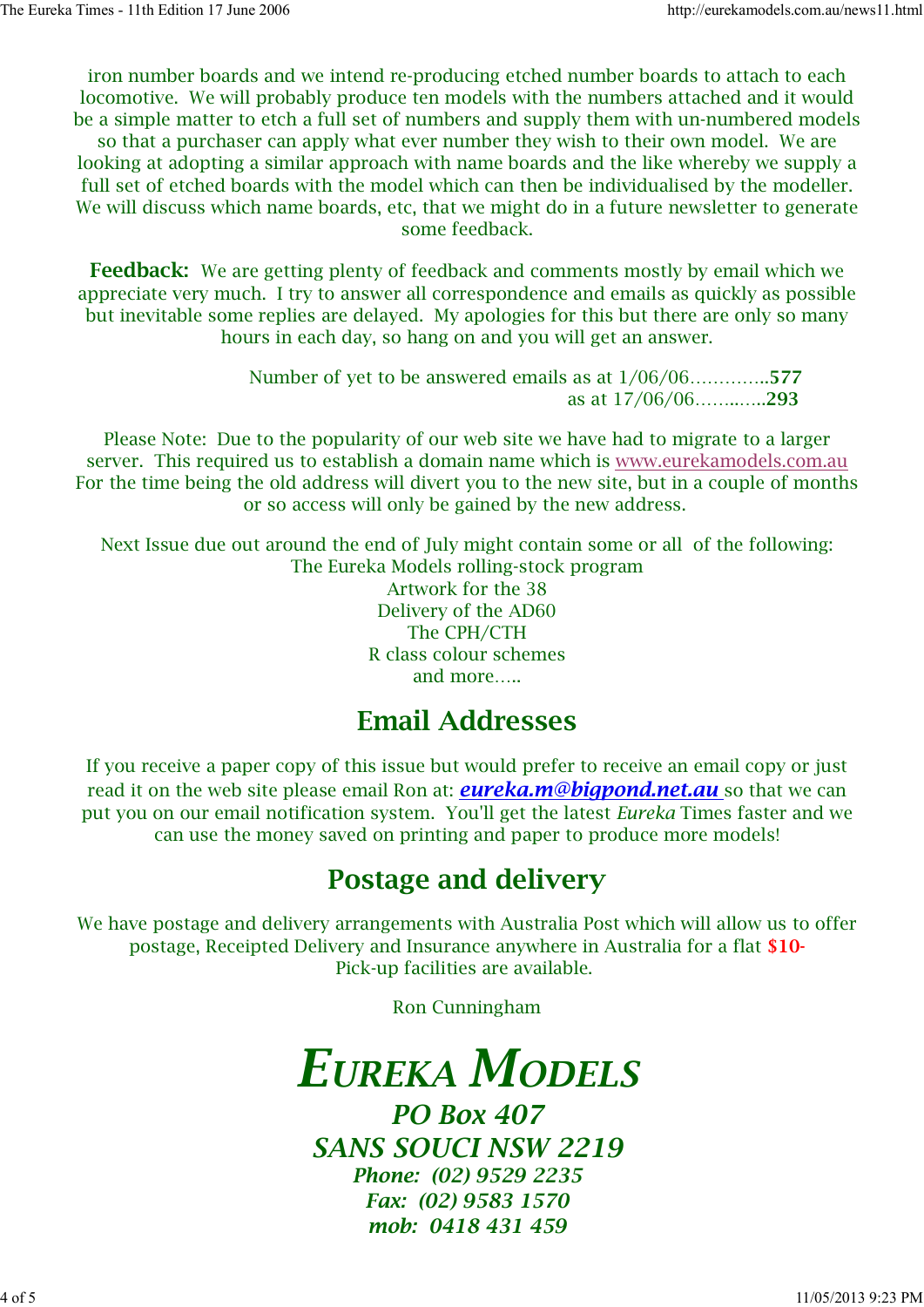iron number boards and we intend re-producing etched number boards to attach to each locomotive. We will probably produce ten models with the numbers attached and it would be a simple matter to etch a full set of numbers and supply them with un-numbered models so that a purchaser can apply what ever number they wish to their own model. We are looking at adopting a similar approach with name boards and the like whereby we supply a full set of etched boards with the model which can then be individualised by the modeller. We will discuss which name boards, etc, that we might do in a future newsletter to generate some feedback.

**Feedback:** We are getting plenty of feedback and comments mostly by email which we appreciate very much. I try to answer all correspondence and emails as quickly as possible but inevitable some replies are delayed. My apologies for this but there are only so many hours in each day, so hang on and you will get an answer.

Number of yet to be answered emails as at 1/06/06.............**577**
as at 17/06/06……..…..**293**

Please Note: Due to the popularity of our web site we have had to migrate to a larger server. This required us to establish a domain name which is www.eurekamodels.com.au For the time being the old address will divert you to the new site, but in a couple of months or so access will only be gained by the new address.

Next Issue due out around the end of July might contain some or all of the following:
The Eureka Models rolling-stock program
Artwork for the 38
Delivery of the AD60
The CPH/CTH
R class colour schemes
and more…..

## Email Addresses

If you receive a paper copy of this issue but would prefer to receive an email copy or just read it on the web site please email Ron at: ***eureka.m@bigpond.net.au*** so that we can put you on our email notification system. You'll get the latest *Eureka* Times faster and we can use the money saved on printing and paper to produce more models!

## Postage and delivery

We have postage and delivery arrangements with Australia Post which will allow us to offer postage, Receipted Delivery and Insurance anywhere in Australia for a flat **$10-**
Pick-up facilities are available.

Ron Cunningham

# *EUREKA MODELS*

***PO Box 407***
***SANS SOUCI NSW 2219***
***Phone: (02) 9529 2235***
***Fax: (02) 9583 1570***
***mob: 0418 431 459***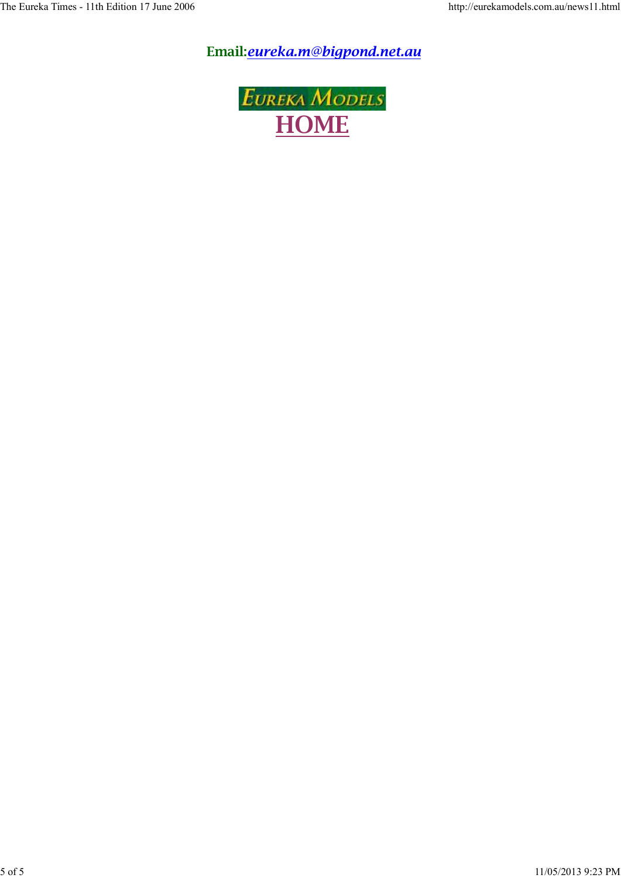**Email:*eureka.m@bigpond.net.au***

EUREKA MODELS

**HOME**